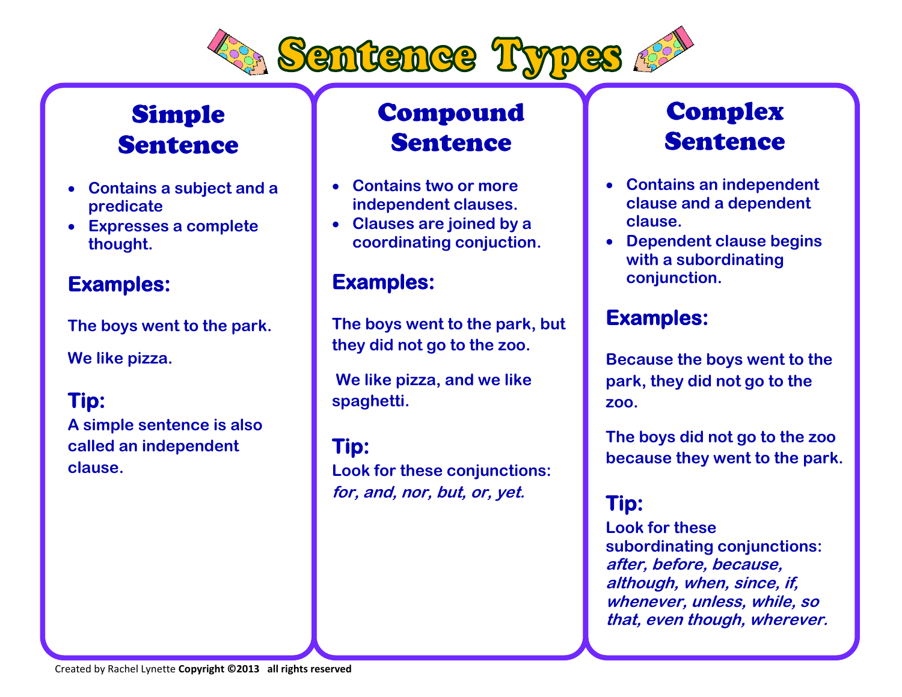# Sentence Types

## Simple Sentence

- Contains a subject and a predicate
- Expresses a complete thought.

### Examples:

The boys went to the park.

We like pizza.

### Tip:

A simple sentence is also called an independent clause.

## Compound Sentence

- Contains two or more independent clauses.
- Clauses are joined by a coordinating conjuction.

### Examples:

The boys went to the park, but they did not go to the zoo.

We like pizza, and we like spaghetti.

### Tip:

Look for these conjunctions: *for, and, nor, but, or, yet.*

## Complex Sentence

- Contains an independent clause and a dependent clause.
- Dependent clause begins with a subordinating conjunction.

### Examples:

Because the boys went to the park, they did not go to the zoo.

The boys did not go to the zoo because they went to the park.

### Tip:

Look for these subordinating conjunctions: *after, before, because, although, when, since, if, whenever, unless, while, so that, even though, wherever.*

Created by Rachel Lynette **Copyright ©2013 all rights reserved**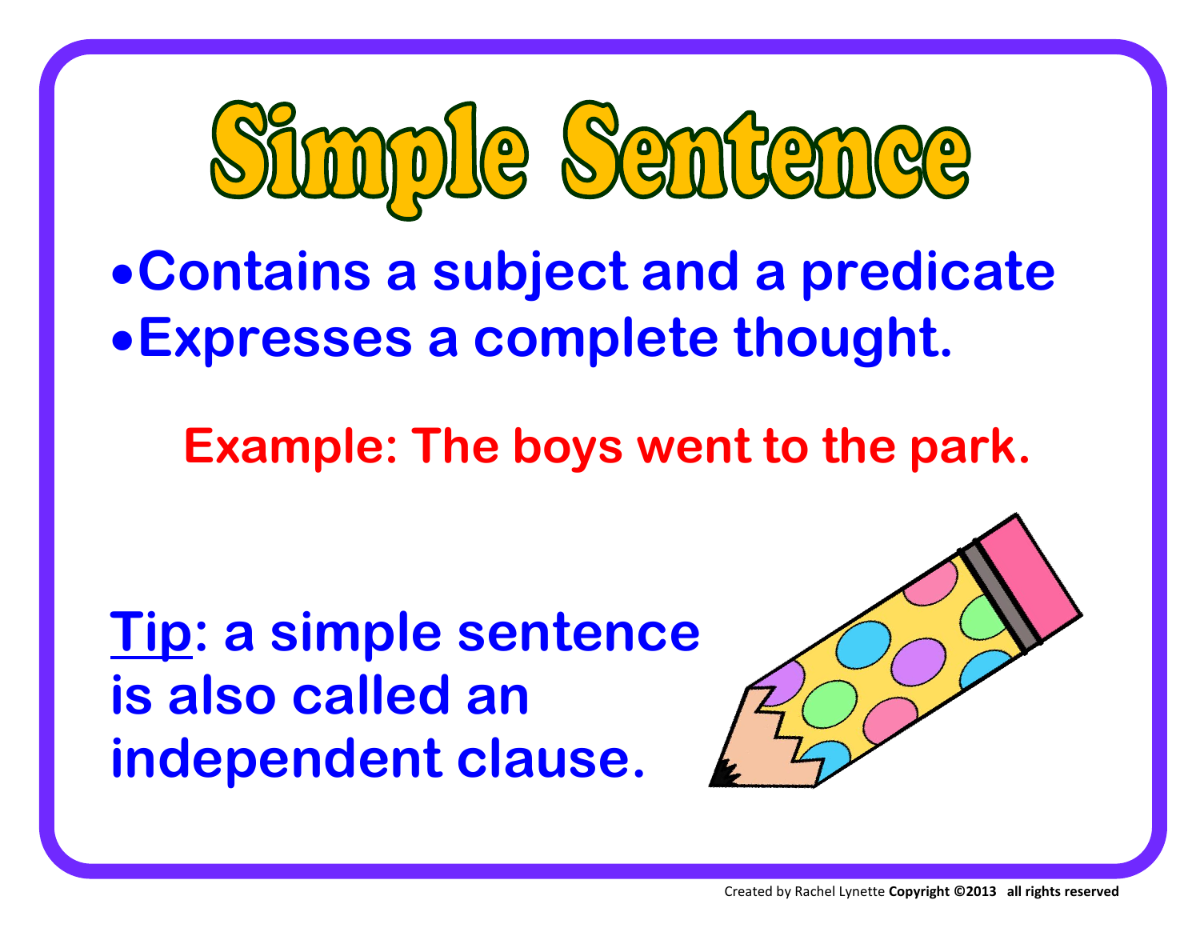# Simple Sentence

- Contains a subject and a predicate
- Expresses a complete thought.

**Example: The boys went to the park.**

**Tip**: a simple sentence is also called an independent clause.

Created by Rachel Lynette **Copyright ©2013 all rights reserved**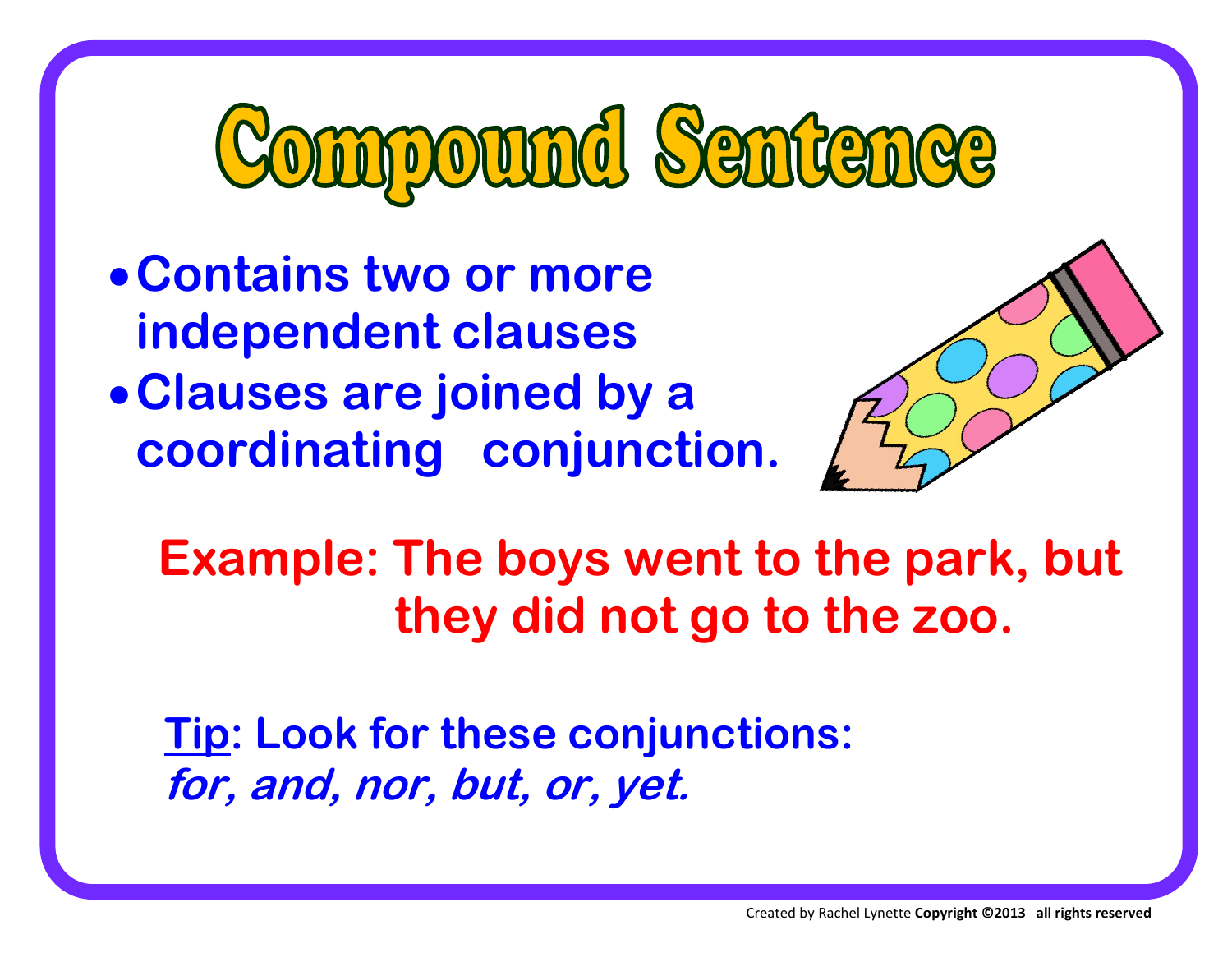# Compound Sentence

- **Contains two or more independent clauses**
- **Clauses are joined by a coordinating conjunction.**

**Example: The boys went to the park, but they did not go to the zoo.**

**Tip: Look for these conjunctions:**
***for, and, nor, but, or, yet.***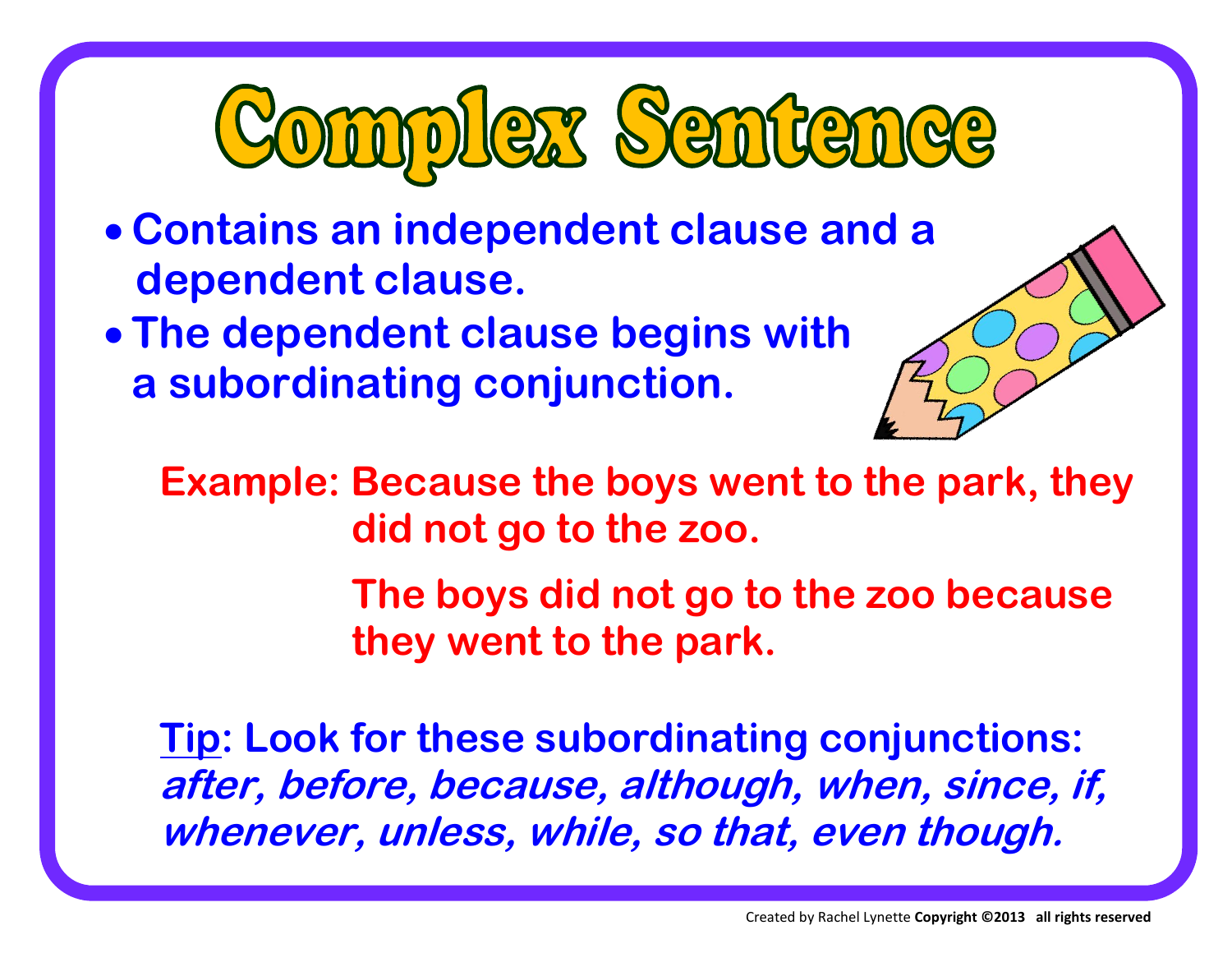# Complex Sentence

- **Contains an independent clause and a dependent clause.**
- **The dependent clause begins with a subordinating conjunction.**

**Example: Because the boys went to the park, they did not go to the zoo.**

**The boys did not go to the zoo because they went to the park.**

**Tip: Look for these subordinating conjunctions:** ***after, before, because, although, when, since, if, whenever, unless, while, so that, even though.***

Created by Rachel Lynette **Copyright ©2013 all rights reserved**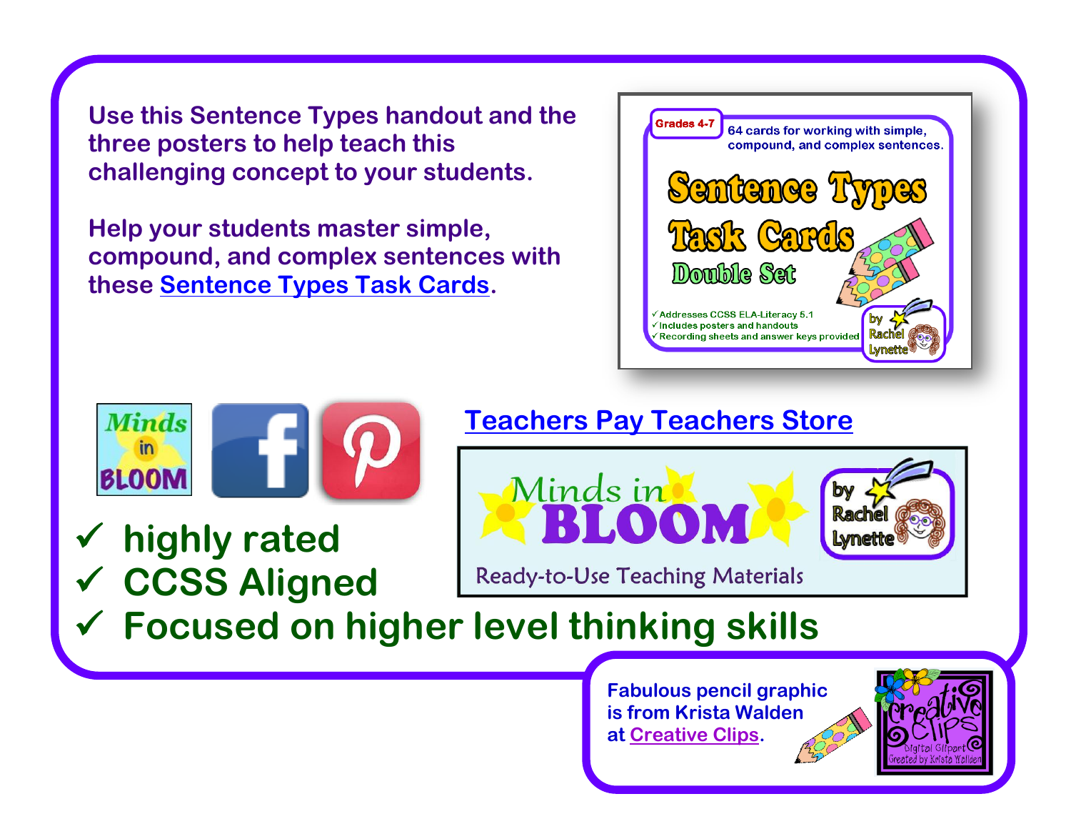Use this Sentence Types handout and the three posters to help teach this challenging concept to your students.

Help your students master simple, compound, and complex sentences with these Sentence Types Task Cards.

Grades 4-7

64 cards for working with simple, compound, and complex sentences.

Sentence Types Task Cards Double Set

✓ Addresses CCSS ELA-Literacy 5.1
✓ Includes posters and handouts
✓ Recording sheets and answer keys provided

by Rachel Lynette

Teachers Pay Teachers Store

Minds in BLOOM

Ready-to-Use Teaching Materials

by Rachel Lynette

- ✓ highly rated
- ✓ CCSS Aligned
- ✓ Focused on higher level thinking skills

Fabulous pencil graphic is from Krista Walden at Creative Clips.

creative Clips Digital Clipart Created by Krista Walden